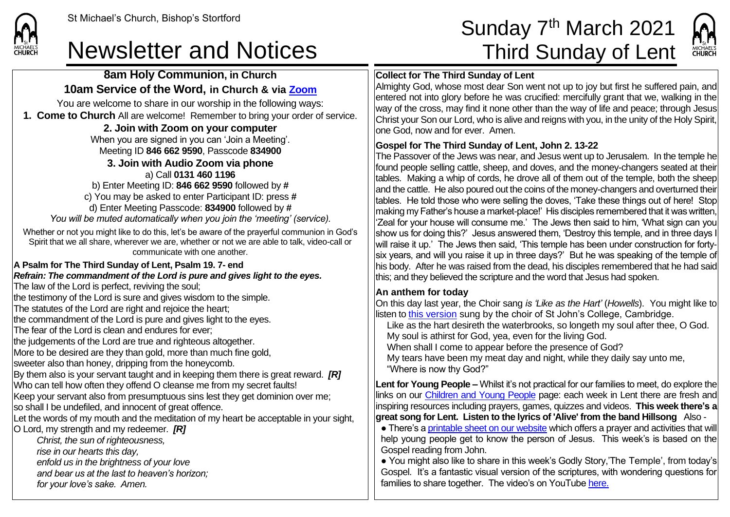St Michael's Church, Bishop's Stortford

# Newsletter and Notices

# Sunday 7th March 2021 Third Sunday of Lent

## 8am Holy Communion, in Church

## 10am Service of the Word, in Church & via Zoom

You are welcome to share in our worship in the following ways:

**1. Come to Church** All are welcome! Remember to bring your order of service.

**2. Join with Zoom on your computer**

When you are signed in you can 'Join a Meeting'.
Meeting ID **846 662 9590**, Passcode **834900**

**3. Join with Audio Zoom via phone**

a) Call **0131 460 1196**
b) Enter Meeting ID: **846 662 9590** followed by **#**
c) You may be asked to enter Participant ID: press **#**
d) Enter Meeting Passcode: **834900** followed by **#**
*You will be muted automatically when you join the 'meeting' (service).*

Whether or not you might like to do this, let's be aware of the prayerful communion in God's Spirit that we all share, wherever we are, whether or not we are able to talk, video-call or communicate with one another.

**A Psalm for The Third Sunday of Lent, Psalm 19. 7- end**
***Refrain: The commandment of the Lord is pure and gives light to the eyes.***

The law of the Lord is perfect, reviving the soul;
the testimony of the Lord is sure and gives wisdom to the simple.
The statutes of the Lord are right and rejoice the heart;
the commandment of the Lord is pure and gives light to the eyes.
The fear of the Lord is clean and endures for ever;
the judgements of the Lord are true and righteous altogether.
More to be desired are they than gold, more than much fine gold,
sweeter also than honey, dripping from the honeycomb.
By them also is your servant taught and in keeping them there is great reward. ***[R]***
Who can tell how often they offend O cleanse me from my secret faults!
Keep your servant also from presumptuous sins lest they get dominion over me;
so shall I be undefiled, and innocent of great offence.
Let the words of my mouth and the meditation of my heart be acceptable in your sight,
O Lord, my strength and my redeemer. ***[R]***

*Christ, the sun of righteousness,*
*rise in our hearts this day,*
*enfold us in the brightness of your love*
*and bear us at the last to heaven's horizon;*
*for your love's sake. Amen.*

**Collect for The Third Sunday of Lent**

Almighty God, whose most dear Son went not up to joy but first he suffered pain, and entered not into glory before he was crucified: mercifully grant that we, walking in the way of the cross, may find it none other than the way of life and peace; through Jesus Christ your Son our Lord, who is alive and reigns with you, in the unity of the Holy Spirit, one God, now and for ever. Amen.

**Gospel for The Third Sunday of Lent, John 2. 13-22**

The Passover of the Jews was near, and Jesus went up to Jerusalem. In the temple he found people selling cattle, sheep, and doves, and the money-changers seated at their tables. Making a whip of cords, he drove all of them out of the temple, both the sheep and the cattle. He also poured out the coins of the money-changers and overturned their tables. He told those who were selling the doves, 'Take these things out of here! Stop making my Father's house a market-place!' His disciples remembered that it was written, 'Zeal for your house will consume me.' The Jews then said to him, 'What sign can you show us for doing this?' Jesus answered them, 'Destroy this temple, and in three days I will raise it up.' The Jews then said, 'This temple has been under construction for forty-six years, and will you raise it up in three days?' But he was speaking of the temple of his body. After he was raised from the dead, his disciples remembered that he had said this; and they believed the scripture and the word that Jesus had spoken.

**An anthem for today**

On this day last year, the Choir sang *is 'Like as the Hart'* (*Howells*). You might like to listen to this version sung by the choir of St John's College, Cambridge.

Like as the hart desireth the waterbrooks, so longeth my soul after thee, O God.
My soul is athirst for God, yea, even for the living God.
When shall I come to appear before the presence of God?
My tears have been my meat day and night, while they daily say unto me,
"Where is now thy God?"

**Lent for Young People –** Whilst it's not practical for our families to meet, do explore the links on our Children and Young People page: each week in Lent there are fresh and inspiring resources including prayers, games, quizzes and videos. **This week there's a great song for Lent. Listen to the lyrics of 'Alive' from the band Hillsong** Also -

- There's a printable sheet on our website which offers a prayer and activities that will help young people get to know the person of Jesus. This week's is based on the Gospel reading from John.
- You might also like to share in this week's Godly Story,'The Temple', from today's Gospel. It's a fantastic visual version of the scriptures, with wondering questions for families to share together. The video's on YouTube here.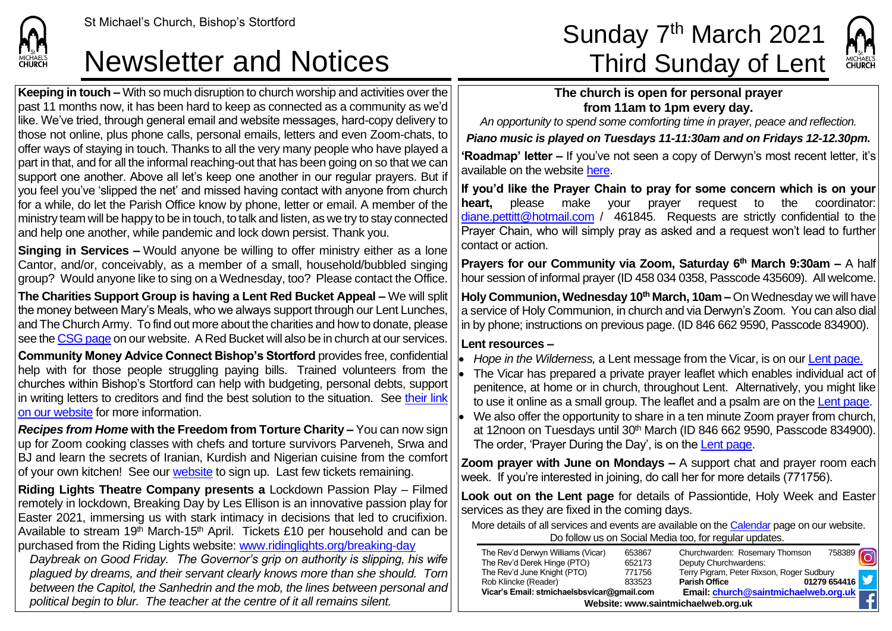St Michael's Church, Bishop's Stortford

# Newsletter and Notices

# Sunday 7th March 2021 Third Sunday of Lent

**Keeping in touch –** With so much disruption to church worship and activities over the past 11 months now, it has been hard to keep as connected as a community as we'd like. We've tried, through general email and website messages, hard-copy delivery to those not online, plus phone calls, personal emails, letters and even Zoom-chats, to offer ways of staying in touch. Thanks to all the very many people who have played a part in that, and for all the informal reaching-out that has been going on so that we can support one another. Above all let's keep one another in our regular prayers. But if you feel you've 'slipped the net' and missed having contact with anyone from church for a while, do let the Parish Office know by phone, letter or email. A member of the ministry team will be happy to be in touch, to talk and listen, as we try to stay connected and help one another, while pandemic and lock down persist. Thank you.

**Singing in Services –** Would anyone be willing to offer ministry either as a lone Cantor, and/or, conceivably, as a member of a small, household/bubbled singing group? Would anyone like to sing on a Wednesday, too? Please contact the Office.

**The Charities Support Group is having a Lent Red Bucket Appeal –** We will split the money between Mary's Meals, who we always support through our Lent Lunches, and The Church Army. To find out more about the charities and how to donate, please see the CSG page on our website. A Red Bucket will also be in church at our services.

**Community Money Advice Connect Bishop's Stortford** provides free, confidential help with for those people struggling paying bills. Trained volunteers from the churches within Bishop's Stortford can help with budgeting, personal debts, support in writing letters to creditors and find the best solution to the situation. See their link on our website for more information.

***Recipes from Home* with the Freedom from Torture Charity –** You can now sign up for Zoom cooking classes with chefs and torture survivors Parveneh, Srwa and BJ and learn the secrets of Iranian, Kurdish and Nigerian cuisine from the comfort of your own kitchen! See our website to sign up. Last few tickets remaining.

**Riding Lights Theatre Company presents a** Lockdown Passion Play – Filmed remotely in lockdown, Breaking Day by Les Ellison is an innovative passion play for Easter 2021, immersing us with stark intimacy in decisions that led to crucifixion. Available to stream 19th March-15th April. Tickets £10 per household and can be purchased from the Riding Lights website: www.ridinglights.org/breaking-day

*Daybreak on Good Friday. The Governor's grip on authority is slipping, his wife plagued by dreams, and their servant clearly knows more than she should. Torn between the Capitol, the Sanhedrin and the mob, the lines between personal and political begin to blur. The teacher at the centre of it all remains silent.*

**The church is open for personal prayer from 11am to 1pm every day.**

*An opportunity to spend some comforting time in prayer, peace and reflection.*

***Piano music is played on Tuesdays 11-11:30am and on Fridays 12-12.30pm.***

**'Roadmap' letter –** If you've not seen a copy of Derwyn's most recent letter, it's available on the website here.

**If you'd like the Prayer Chain to pray for some concern which is on your heart,** please make your prayer request to the coordinator: diane.pettitt@hotmail.com / 461845. Requests are strictly confidential to the Prayer Chain, who will simply pray as asked and a request won't lead to further contact or action.

**Prayers for our Community via Zoom, Saturday 6th March 9:30am –** A half hour session of informal prayer (ID 458 034 0358, Passcode 435609). All welcome.

**Holy Communion, Wednesday 10th March, 10am –** On Wednesday we will have a service of Holy Communion, in church and via Derwyn's Zoom. You can also dial in by phone; instructions on previous page. (ID 846 662 9590, Passcode 834900).

**Lent resources –**

- *Hope in the Wilderness,* a Lent message from the Vicar, is on our Lent page.
- The Vicar has prepared a private prayer leaflet which enables individual act of penitence, at home or in church, throughout Lent. Alternatively, you might like to use it online as a small group. The leaflet and a psalm are on the Lent page.
- We also offer the opportunity to share in a ten minute Zoom prayer from church, at 12noon on Tuesdays until 30th March (ID 846 662 9590, Passcode 834900). The order, 'Prayer During the Day', is on the Lent page.

**Zoom prayer with June on Mondays –** A support chat and prayer room each week. If you're interested in joining, do call her for more details (771756).

**Look out on the Lent page** for details of Passiontide, Holy Week and Easter services as they are fixed in the coming days.

More details of all services and events are available on the Calendar page on our website. Do follow us on Social Media too, for regular updates.

| | | | |
|---|---|---|---|
| The Rev'd Derwyn Williams (Vicar) | 653867 | Churchwarden: Rosemary Thomson | 758389 |
| The Rev'd Derek Hinge (PTO) | 652173 | Deputy Churchwardens: | |
| The Rev'd June Knight (PTO) | 771756 | Terry Pigram, Peter Rixson, Roger Sudbury | |
| Rob Klincke (Reader) | 833523 | **Parish Office** | **01279 654416** |
| **Vicar's Email: stmichaelsbsvicar@gmail.com** | | **Email: church@saintmichaelweb.org.uk** | |

**Website: www.saintmichaelweb.org.uk**